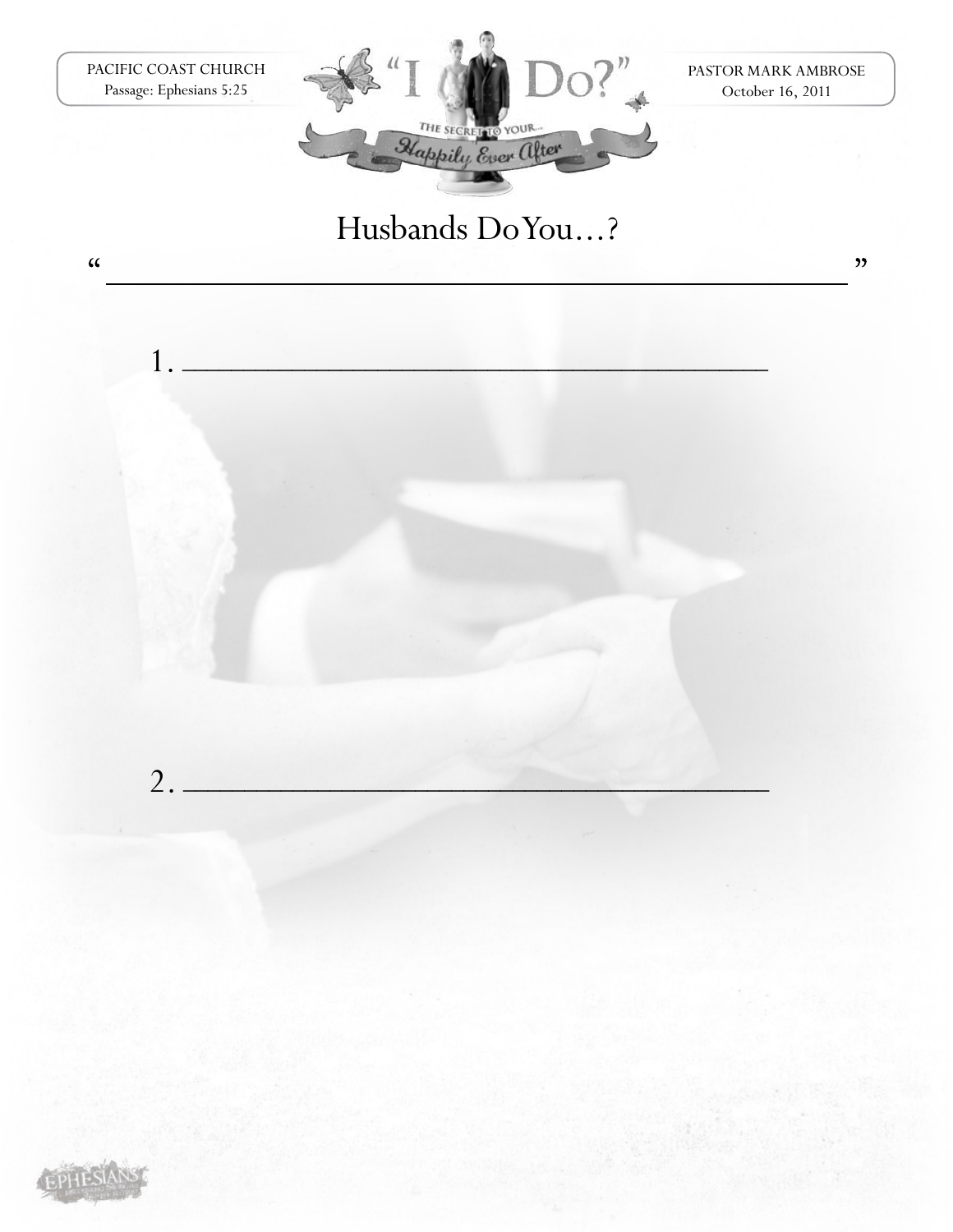PACIFIC COAST CHURCH
Passage: Ephesians 5:25

"I Do?"
THE SECRET TO YOUR...
Happily Ever After

PASTOR MARK AMBROSE
October 16, 2011

# Husbands Do You…?

"\_\_\_\_\_\_\_\_\_\_\_\_\_\_\_\_\_\_\_\_\_\_\_\_\_\_\_\_\_\_\_\_\_\_\_\_\_\_\_\_\_\_\_\_\_\_\_\_"

1. \_\_\_\_\_\_\_\_\_\_\_\_\_\_\_\_\_\_\_\_\_\_\_\_\_\_\_\_\_\_\_\_\_\_\_\_

2. \_\_\_\_\_\_\_\_\_\_\_\_\_\_\_\_\_\_\_\_\_\_\_\_\_\_\_\_\_\_\_\_\_\_\_\_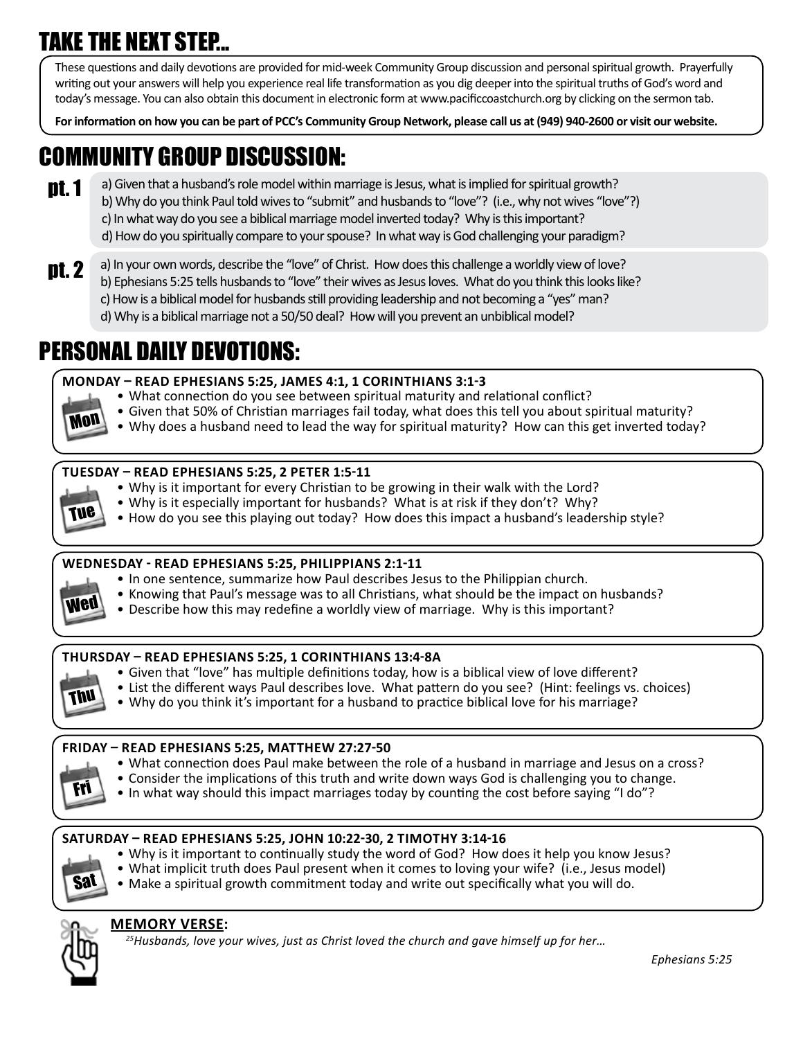# TAKE THE NEXT STEP...

These questions and daily devotions are provided for mid-week Community Group discussion and personal spiritual growth. Prayerfully writing out your answers will help you experience real life transformation as you dig deeper into the spiritual truths of God's word and today's message. You can also obtain this document in electronic form at www.pacificcoastchurch.org by clicking on the sermon tab.

**For information on how you can be part of PCC's Community Group Network, please call us at (949) 940-2600 or visit our website.**

# COMMUNITY GROUP DISCUSSION:

**pt. 1**

a) Given that a husband's role model within marriage is Jesus, what is implied for spiritual growth?
b) Why do you think Paul told wives to "submit" and husbands to "love"? (i.e., why not wives "love"?)
c) In what way do you see a biblical marriage model inverted today? Why is this important?
d) How do you spiritually compare to your spouse? In what way is God challenging your paradigm?

**pt. 2**

a) In your own words, describe the "love" of Christ. How does this challenge a worldly view of love?
b) Ephesians 5:25 tells husbands to "love" their wives as Jesus loves. What do you think this looks like?
c) How is a biblical model for husbands still providing leadership and not becoming a "yes" man?
d) Why is a biblical marriage not a 50/50 deal? How will you prevent an unbiblical model?

# PERSONAL DAILY DEVOTIONS:

### MONDAY – READ EPHESIANS 5:25, JAMES 4:1, 1 CORINTHIANS 3:1-3

- What connection do you see between spiritual maturity and relational conflict?
- Given that 50% of Christian marriages fail today, what does this tell you about spiritual maturity?
- Why does a husband need to lead the way for spiritual maturity? How can this get inverted today?

### TUESDAY – READ EPHESIANS 5:25, 2 PETER 1:5-11

- Why is it important for every Christian to be growing in their walk with the Lord?
- Why is it especially important for husbands? What is at risk if they don't? Why?
- How do you see this playing out today? How does this impact a husband's leadership style?

### WEDNESDAY - READ EPHESIANS 5:25, PHILIPPIANS 2:1-11

- In one sentence, summarize how Paul describes Jesus to the Philippian church.
- Knowing that Paul's message was to all Christians, what should be the impact on husbands?
- Describe how this may redefine a worldly view of marriage. Why is this important?

### THURSDAY – READ EPHESIANS 5:25, 1 CORINTHIANS 13:4-8A

- Given that "love" has multiple definitions today, how is a biblical view of love different?
- List the different ways Paul describes love. What pattern do you see? (Hint: feelings vs. choices)
- Why do you think it's important for a husband to practice biblical love for his marriage?

### FRIDAY – READ EPHESIANS 5:25, MATTHEW 27:27-50

- What connection does Paul make between the role of a husband in marriage and Jesus on a cross?
- Consider the implications of this truth and write down ways God is challenging you to change.
- In what way should this impact marriages today by counting the cost before saying "I do"?

### SATURDAY – READ EPHESIANS 5:25, JOHN 10:22-30, 2 TIMOTHY 3:14-16

- Why is it important to continually study the word of God? How does it help you know Jesus?
- What implicit truth does Paul present when it comes to loving your wife? (i.e., Jesus model)
- Make a spiritual growth commitment today and write out specifically what you will do.

**MEMORY VERSE:**

*[25]Husbands, love your wives, just as Christ loved the church and gave himself up for her…*

*Ephesians 5:25*